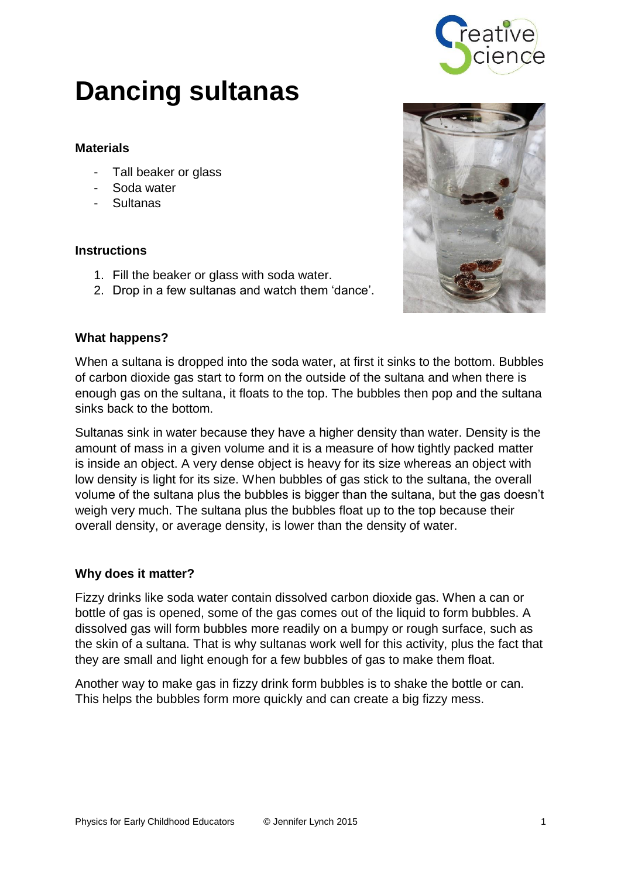# Dancing sultanas

### Materials

- Tall beaker or glass
- Soda water
- Sultanas

### Instructions

1. Fill the beaker or glass with soda water.
2. Drop in a few sultanas and watch them 'dance'.

### What happens?

When a sultana is dropped into the soda water, at first it sinks to the bottom. Bubbles of carbon dioxide gas start to form on the outside of the sultana and when there is enough gas on the sultana, it floats to the top. The bubbles then pop and the sultana sinks back to the bottom.

Sultanas sink in water because they have a higher density than water. Density is the amount of mass in a given volume and it is a measure of how tightly packed matter is inside an object. A very dense object is heavy for its size whereas an object with low density is light for its size. When bubbles of gas stick to the sultana, the overall volume of the sultana plus the bubbles is bigger than the sultana, but the gas doesn't weigh very much. The sultana plus the bubbles float up to the top because their overall density, or average density, is lower than the density of water.

### Why does it matter?

Fizzy drinks like soda water contain dissolved carbon dioxide gas. When a can or bottle of gas is opened, some of the gas comes out of the liquid to form bubbles. A dissolved gas will form bubbles more readily on a bumpy or rough surface, such as the skin of a sultana. That is why sultanas work well for this activity, plus the fact that they are small and light enough for a few bubbles of gas to make them float.

Another way to make gas in fizzy drink form bubbles is to shake the bottle or can. This helps the bubbles form more quickly and can create a big fizzy mess.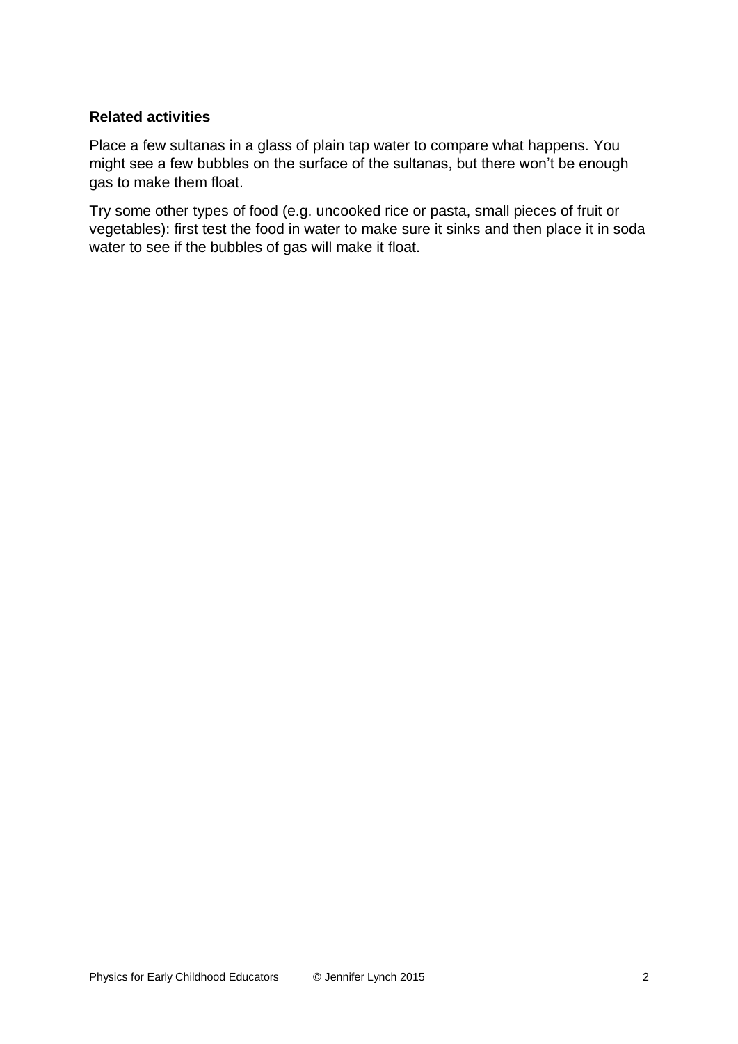**Related activities**

Place a few sultanas in a glass of plain tap water to compare what happens. You might see a few bubbles on the surface of the sultanas, but there won't be enough gas to make them float.

Try some other types of food (e.g. uncooked rice or pasta, small pieces of fruit or vegetables): first test the food in water to make sure it sinks and then place it in soda water to see if the bubbles of gas will make it float.